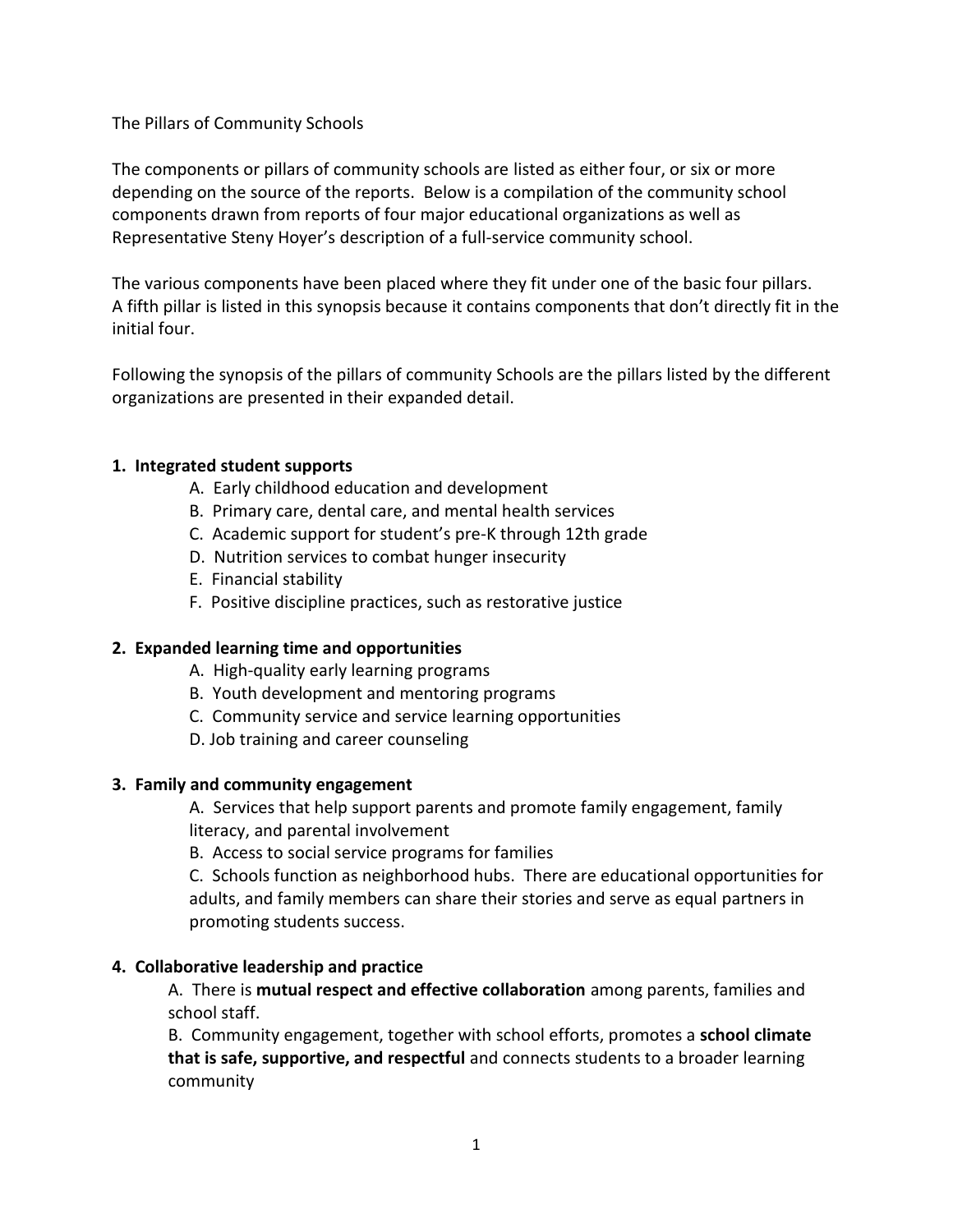The Pillars of Community Schools

The components or pillars of community schools are listed as either four, or six or more depending on the source of the reports. Below is a compilation of the community school components drawn from reports of four major educational organizations as well as Representative Steny Hoyer's description of a full-service community school.

The various components have been placed where they fit under one of the basic four pillars. A fifth pillar is listed in this synopsis because it contains components that don't directly fit in the initial four.

Following the synopsis of the pillars of community Schools are the pillars listed by the different organizations are presented in their expanded detail.

**1. Integrated student supports**

A. Early childhood education and development
B. Primary care, dental care, and mental health services
C. Academic support for student's pre-K through 12th grade
D. Nutrition services to combat hunger insecurity
E. Financial stability
F. Positive discipline practices, such as restorative justice

**2. Expanded learning time and opportunities**

A. High-quality early learning programs
B. Youth development and mentoring programs
C. Community service and service learning opportunities
D. Job training and career counseling

**3. Family and community engagement**

A. Services that help support parents and promote family engagement, family literacy, and parental involvement
B. Access to social service programs for families
C. Schools function as neighborhood hubs. There are educational opportunities for adults, and family members can share their stories and serve as equal partners in promoting students success.

**4. Collaborative leadership and practice**

A. There is **mutual respect and effective collaboration** among parents, families and school staff.
B. Community engagement, together with school efforts, promotes a **school climate that is safe, supportive, and respectful** and connects students to a broader learning community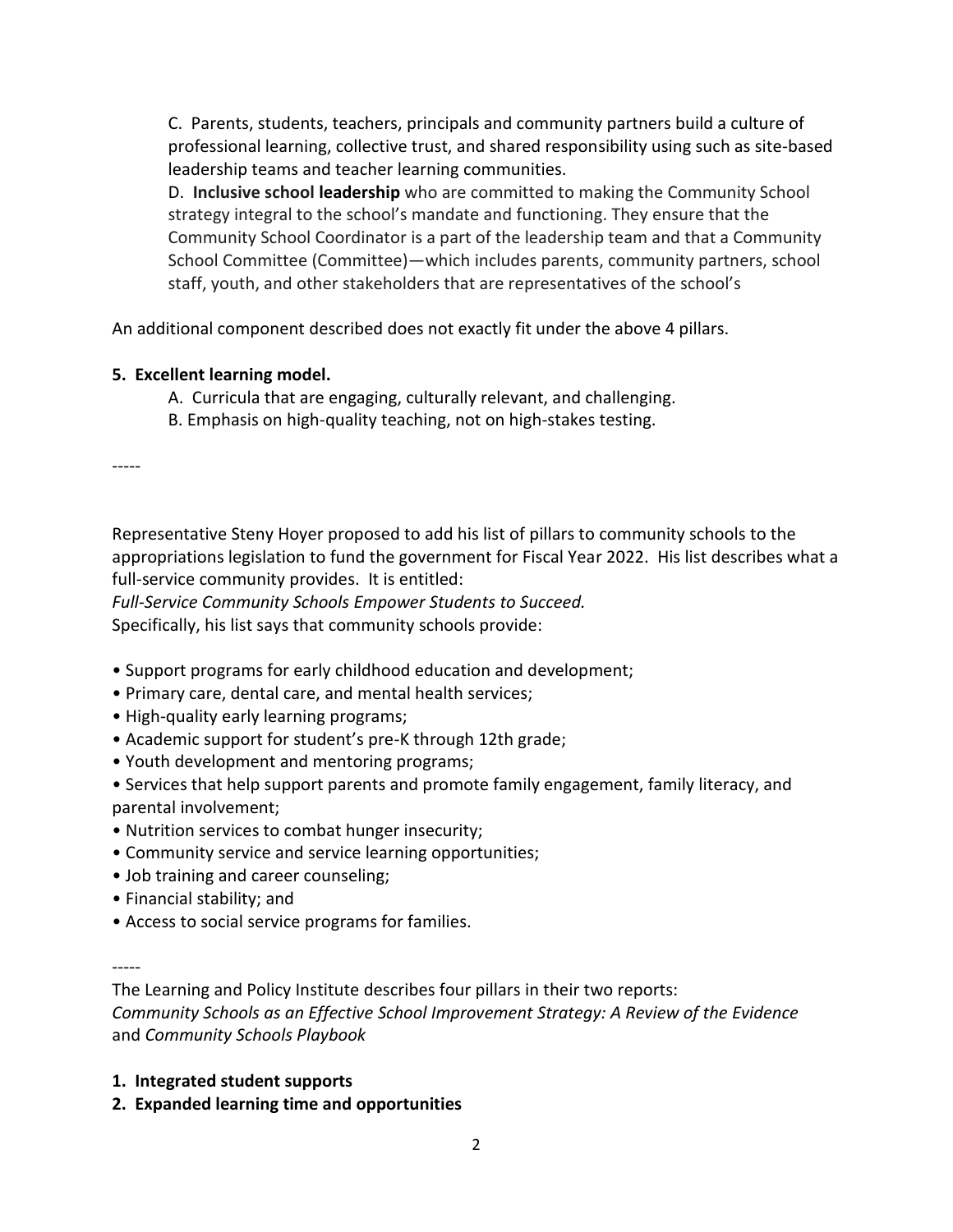C. Parents, students, teachers, principals and community partners build a culture of professional learning, collective trust, and shared responsibility using such as site-based leadership teams and teacher learning communities.

D. **Inclusive school leadership** who are committed to making the Community School strategy integral to the school's mandate and functioning. They ensure that the Community School Coordinator is a part of the leadership team and that a Community School Committee (Committee)—which includes parents, community partners, school staff, youth, and other stakeholders that are representatives of the school's

An additional component described does not exactly fit under the above 4 pillars.

**5. Excellent learning model.**

A. Curricula that are engaging, culturally relevant, and challenging.

B. Emphasis on high-quality teaching, not on high-stakes testing.

-----

Representative Steny Hoyer proposed to add his list of pillars to community schools to the appropriations legislation to fund the government for Fiscal Year 2022. His list describes what a full-service community provides. It is entitled:

*Full-Service Community Schools Empower Students to Succeed.*

Specifically, his list says that community schools provide:

- Support programs for early childhood education and development;
- Primary care, dental care, and mental health services;
- High-quality early learning programs;
- Academic support for student's pre-K through 12th grade;
- Youth development and mentoring programs;
- Services that help support parents and promote family engagement, family literacy, and parental involvement;
- Nutrition services to combat hunger insecurity;
- Community service and service learning opportunities;
- Job training and career counseling;
- Financial stability; and
- Access to social service programs for families.

-----

The Learning and Policy Institute describes four pillars in their two reports: *Community Schools as an Effective School Improvement Strategy: A Review of the Evidence* and *Community Schools Playbook*

1. **Integrated student supports**
2. **Expanded learning time and opportunities**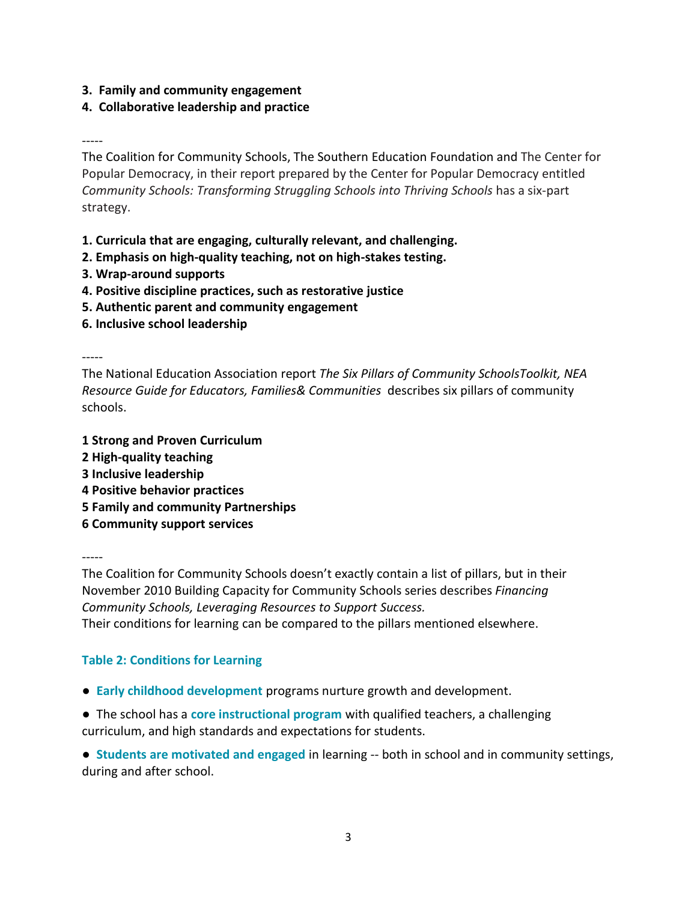**3. Family and community engagement**
**4. Collaborative leadership and practice**

-----

The Coalition for Community Schools, The Southern Education Foundation and The Center for Popular Democracy, in their report prepared by the Center for Popular Democracy entitled *Community Schools: Transforming Struggling Schools into Thriving Schools* has a six-part strategy.

**1. Curricula that are engaging, culturally relevant, and challenging.**
**2. Emphasis on high-quality teaching, not on high-stakes testing.**
**3. Wrap-around supports**
**4. Positive discipline practices, such as restorative justice**
**5. Authentic parent and community engagement**
**6. Inclusive school leadership**

-----

The National Education Association report *The Six Pillars of Community SchoolsToolkit, NEA Resource Guide for Educators, Families& Communities* describes six pillars of community schools.

**1 Strong and Proven Curriculum**
**2 High-quality teaching**
**3 Inclusive leadership**
**4 Positive behavior practices**
**5 Family and community Partnerships**
**6 Community support services**

-----

The Coalition for Community Schools doesn't exactly contain a list of pillars, but in their November 2010 Building Capacity for Community Schools series describes *Financing Community Schools, Leveraging Resources to Support Success.*
Their conditions for learning can be compared to the pillars mentioned elsewhere.

### Table 2: Conditions for Learning

- **Early childhood development** programs nurture growth and development.
- The school has a **core instructional program** with qualified teachers, a challenging curriculum, and high standards and expectations for students.
- **Students are motivated and engaged** in learning -- both in school and in community settings, during and after school.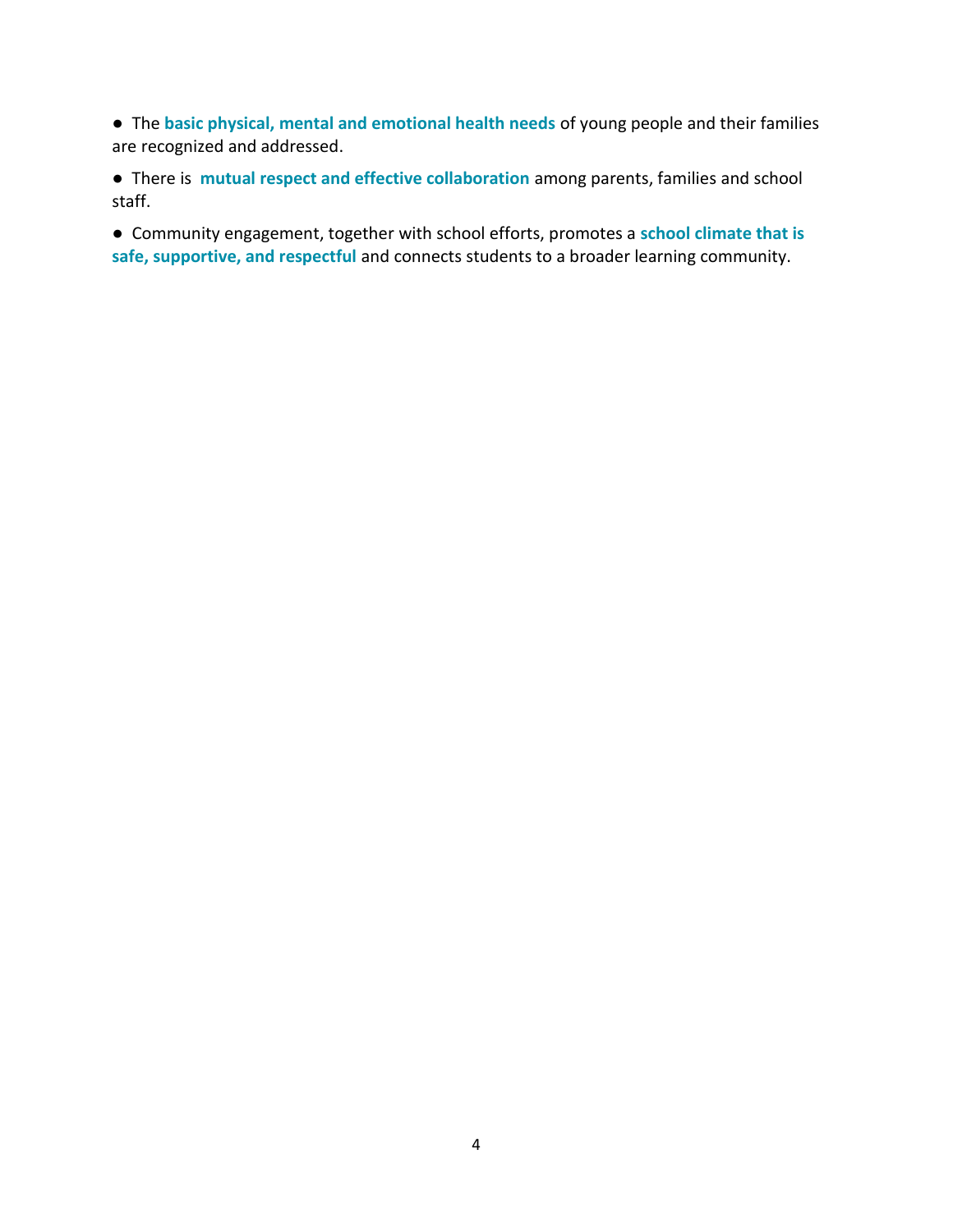- The **basic physical, mental and emotional health needs** of young people and their families are recognized and addressed.
- There is **mutual respect and effective collaboration** among parents, families and school staff.
- Community engagement, together with school efforts, promotes a **school climate that is safe, supportive, and respectful** and connects students to a broader learning community.